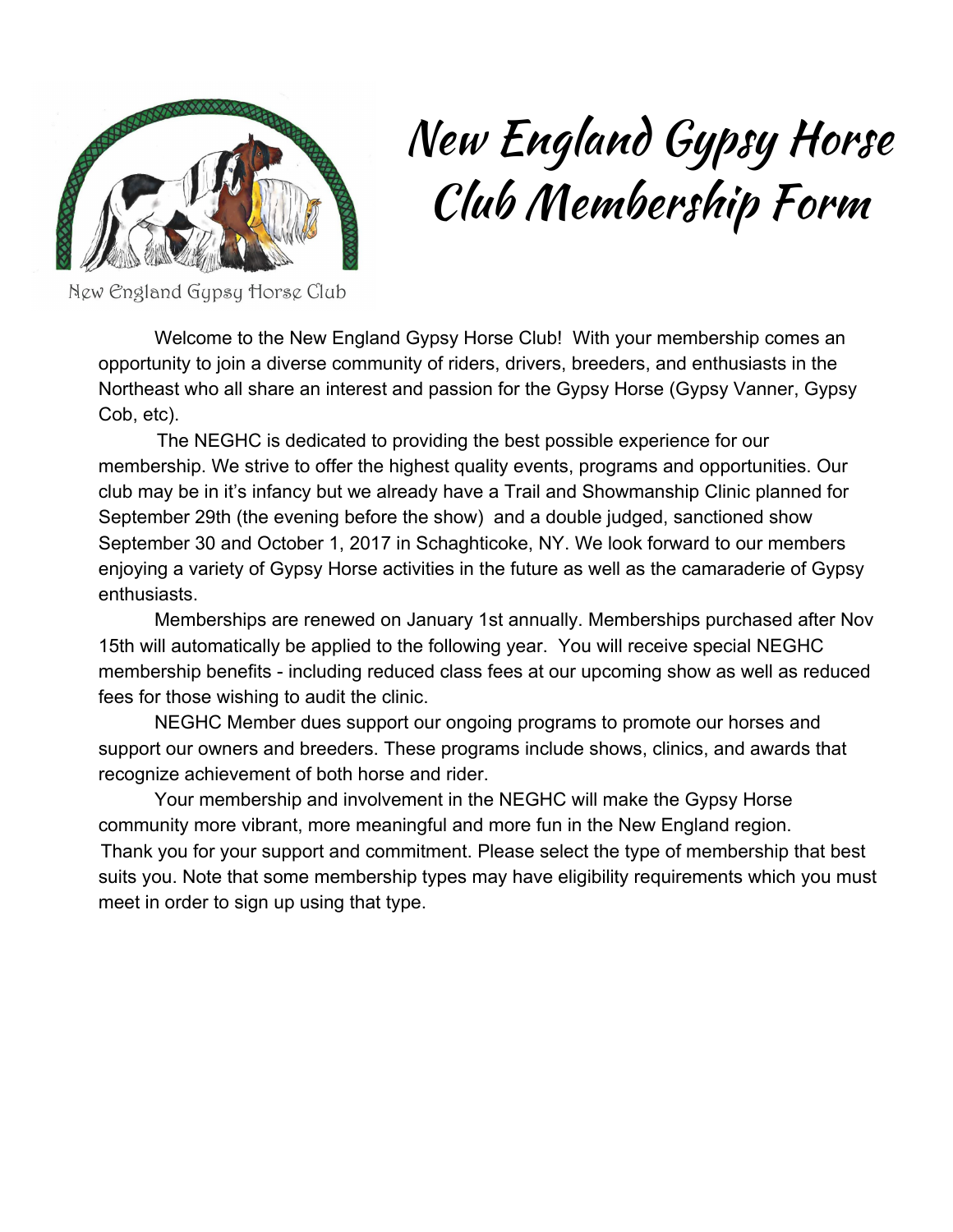New England Gypsy Horse Club

# New England Gypsy Horse Club Membership Form

Welcome to the New England Gypsy Horse Club! With your membership comes an opportunity to join a diverse community of riders, drivers, breeders, and enthusiasts in the Northeast who all share an interest and passion for the Gypsy Horse (Gypsy Vanner, Gypsy Cob, etc).

The NEGHC is dedicated to providing the best possible experience for our membership. We strive to offer the highest quality events, programs and opportunities. Our club may be in it's infancy but we already have a Trail and Showmanship Clinic planned for September 29th (the evening before the show) and a double judged, sanctioned show September 30 and October 1, 2017 in Schaghticoke, NY. We look forward to our members enjoying a variety of Gypsy Horse activities in the future as well as the camaraderie of Gypsy enthusiasts.

Memberships are renewed on January 1st annually. Memberships purchased after Nov 15th will automatically be applied to the following year. You will receive special NEGHC membership benefits - including reduced class fees at our upcoming show as well as reduced fees for those wishing to audit the clinic.

NEGHC Member dues support our ongoing programs to promote our horses and support our owners and breeders. These programs include shows, clinics, and awards that recognize achievement of both horse and rider.

Your membership and involvement in the NEGHC will make the Gypsy Horse community more vibrant, more meaningful and more fun in the New England region. Thank you for your support and commitment. Please select the type of membership that best suits you. Note that some membership types may have eligibility requirements which you must meet in order to sign up using that type.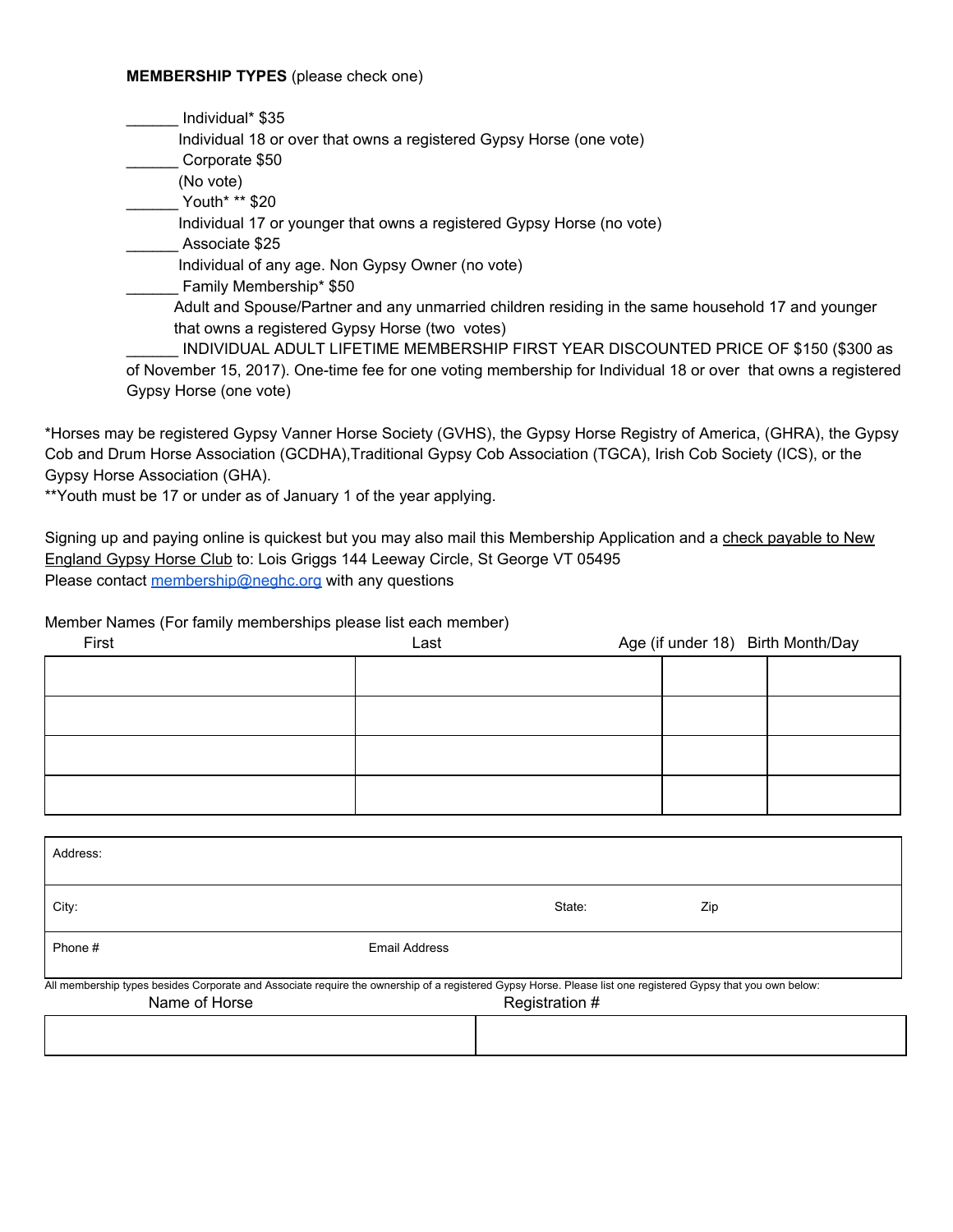**MEMBERSHIP TYPES** (please check one)

______ Individual* $35
Individual 18 or over that owns a registered Gypsy Horse (one vote)

______ Corporate $50
(No vote)

______ Youth* ** $20
Individual 17 or younger that owns a registered Gypsy Horse (no vote)

______ Associate $25
Individual of any age. Non Gypsy Owner (no vote)

______ Family Membership* $50
Adult and Spouse/Partner and any unmarried children residing in the same household 17 and younger that owns a registered Gypsy Horse (two votes)

______ INDIVIDUAL ADULT LIFETIME MEMBERSHIP FIRST YEAR DISCOUNTED PRICE OF $150 ($300 as of November 15, 2017). One-time fee for one voting membership for Individual 18 or over that owns a registered Gypsy Horse (one vote)

*Horses may be registered Gypsy Vanner Horse Society (GVHS), the Gypsy Horse Registry of America, (GHRA), the Gypsy Cob and Drum Horse Association (GCDHA),Traditional Gypsy Cob Association (TGCA), Irish Cob Society (ICS), or the Gypsy Horse Association (GHA).
**Youth must be 17 or under as of January 1 of the year applying.

Signing up and paying online is quickest but you may also mail this Membership Application and a check payable to New England Gypsy Horse Club to: Lois Griggs 144 Leeway Circle, St George VT 05495
Please contact membership@neghc.org with any questions

Member Names (For family memberships please list each member)

| First | Last | Age (if under 18) | Birth Month/Day |
|---|---|---|---|
| | | | |
| | | | |
| | | | |
| | | | |

| | | |
|---|---|---|
| Address: | | |
| City: | State: | Zip |
| Phone # | Email Address | |

All membership types besides Corporate and Associate require the ownership of a registered Gypsy Horse. Please list one registered Gypsy that you own below:

| Name of Horse | Registration # |
|---|---|
| | |